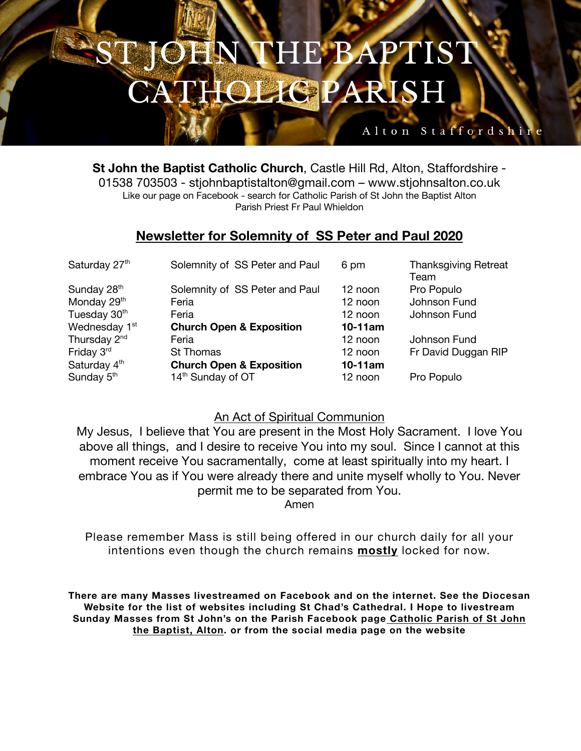# ST JOHN THE BAPTIST CATHOLIC PARISH

Alton Staffordshire

**St John the Baptist Catholic Church**, Castle Hill Rd, Alton, Staffordshire - 01538 703503 - stjohnbaptistalton@gmail.com – www.stjohnsalton.co.uk

Like our page on Facebook - search for Catholic Parish of St John the Baptist Alton

Parish Priest Fr Paul Whieldon

## Newsletter for Solemnity of SS Peter and Paul 2020

| | | | |
|---|---|---|---|
| Saturday 27th | Solemnity of SS Peter and Paul | 6 pm | Thanksgiving Retreat Team |
| Sunday 28th | Solemnity of SS Peter and Paul | 12 noon | Pro Populo |
| Monday 29th | Feria | 12 noon | Johnson Fund |
| Tuesday 30th | Feria | 12 noon | Johnson Fund |
| Wednesday 1st | **Church Open & Exposition** | **10-11am** | |
| Thursday 2nd | Feria | 12 noon | Johnson Fund |
| Friday 3rd | St Thomas | 12 noon | Fr David Duggan RIP |
| Saturday 4th | **Church Open & Exposition** | **10-11am** | |
| Sunday 5th | 14th Sunday of OT | 12 noon | Pro Populo |

An Act of Spiritual Communion

My Jesus, I believe that You are present in the Most Holy Sacrament. I love You above all things, and I desire to receive You into my soul. Since I cannot at this moment receive You sacramentally, come at least spiritually into my heart. I embrace You as if You were already there and unite myself wholly to You. Never permit me to be separated from You.
Amen

Please remember Mass is still being offered in our church daily for all your intentions even though the church remains **mostly** locked for now.

**There are many Masses livestreamed on Facebook and on the internet. See the Diocesan Website for the list of websites including St Chad's Cathedral. I Hope to livestream Sunday Masses from St John's on the Parish Facebook page Catholic Parish of St John the Baptist, Alton. or from the social media page on the website**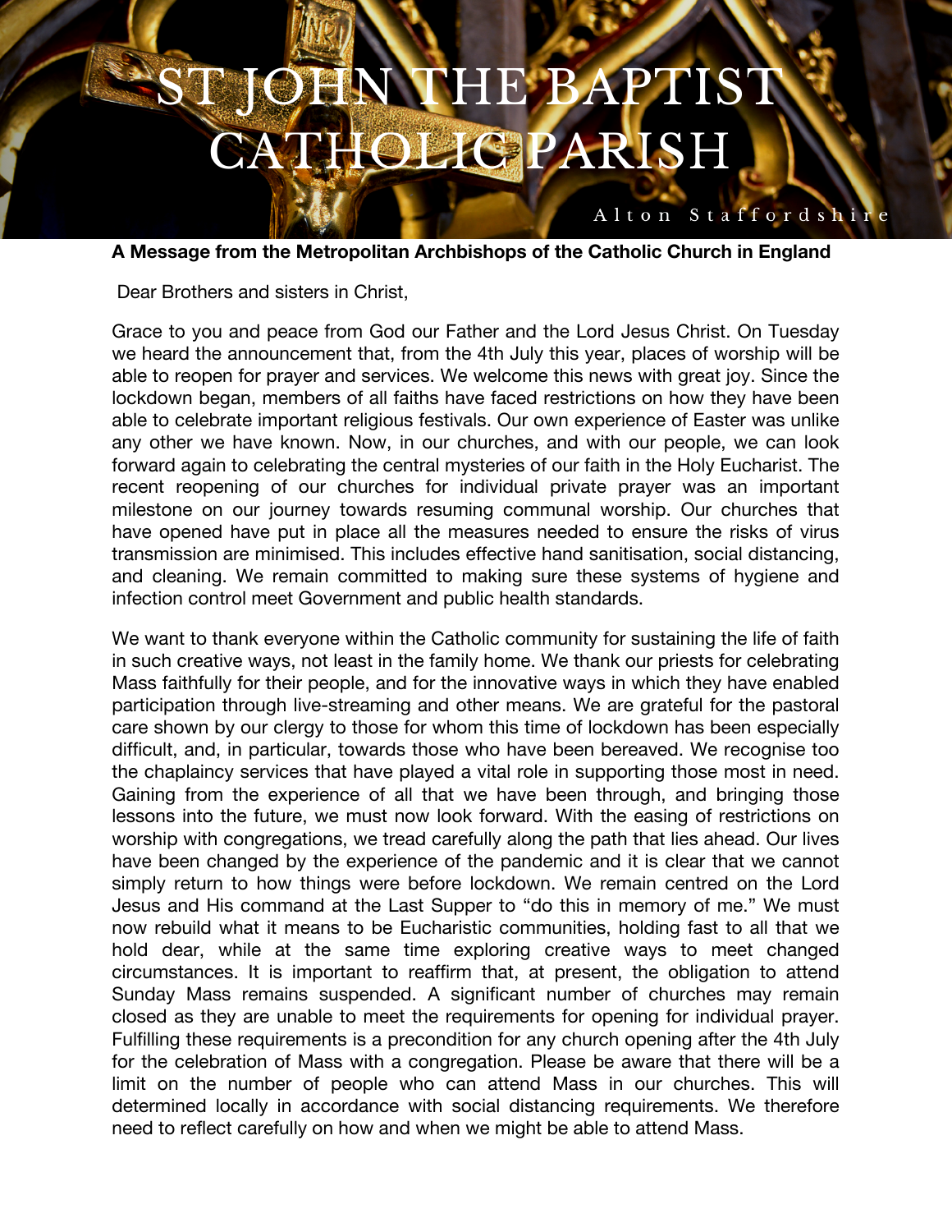# ST JOHN THE BAPTIST CATHOLIC PARISH

Alton Staffordshire

**A Message from the Metropolitan Archbishops of the Catholic Church in England**

Dear Brothers and sisters in Christ,

Grace to you and peace from God our Father and the Lord Jesus Christ. On Tuesday we heard the announcement that, from the 4th July this year, places of worship will be able to reopen for prayer and services. We welcome this news with great joy. Since the lockdown began, members of all faiths have faced restrictions on how they have been able to celebrate important religious festivals. Our own experience of Easter was unlike any other we have known. Now, in our churches, and with our people, we can look forward again to celebrating the central mysteries of our faith in the Holy Eucharist. The recent reopening of our churches for individual private prayer was an important milestone on our journey towards resuming communal worship. Our churches that have opened have put in place all the measures needed to ensure the risks of virus transmission are minimised. This includes effective hand sanitisation, social distancing, and cleaning. We remain committed to making sure these systems of hygiene and infection control meet Government and public health standards.

We want to thank everyone within the Catholic community for sustaining the life of faith in such creative ways, not least in the family home. We thank our priests for celebrating Mass faithfully for their people, and for the innovative ways in which they have enabled participation through live-streaming and other means. We are grateful for the pastoral care shown by our clergy to those for whom this time of lockdown has been especially difficult, and, in particular, towards those who have been bereaved. We recognise too the chaplaincy services that have played a vital role in supporting those most in need. Gaining from the experience of all that we have been through, and bringing those lessons into the future, we must now look forward. With the easing of restrictions on worship with congregations, we tread carefully along the path that lies ahead. Our lives have been changed by the experience of the pandemic and it is clear that we cannot simply return to how things were before lockdown. We remain centred on the Lord Jesus and His command at the Last Supper to "do this in memory of me." We must now rebuild what it means to be Eucharistic communities, holding fast to all that we hold dear, while at the same time exploring creative ways to meet changed circumstances. It is important to reaffirm that, at present, the obligation to attend Sunday Mass remains suspended. A significant number of churches may remain closed as they are unable to meet the requirements for opening for individual prayer. Fulfilling these requirements is a precondition for any church opening after the 4th July for the celebration of Mass with a congregation. Please be aware that there will be a limit on the number of people who can attend Mass in our churches. This will determined locally in accordance with social distancing requirements. We therefore need to reflect carefully on how and when we might be able to attend Mass.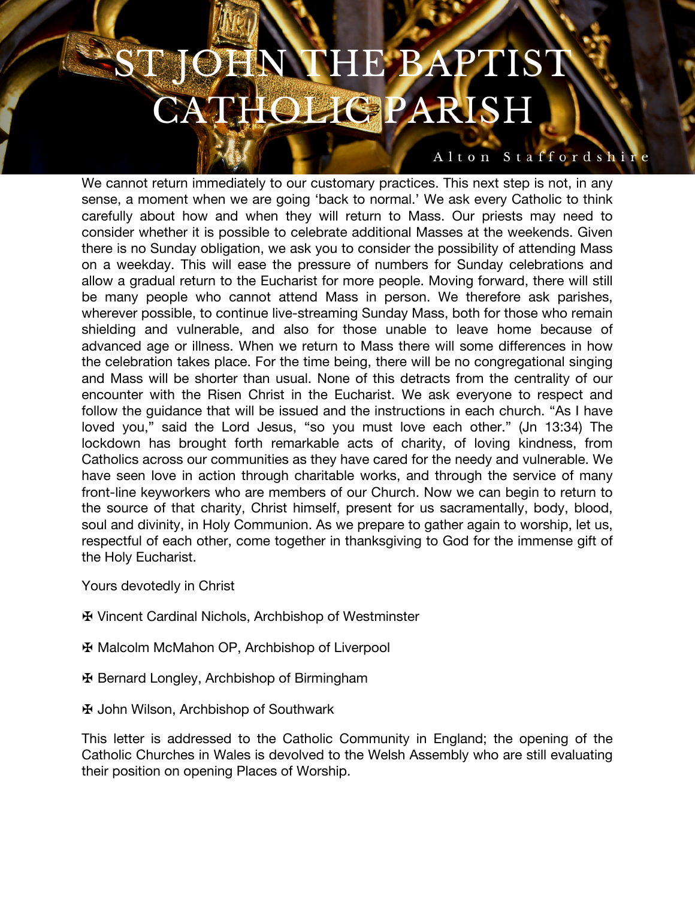# ST JOHN THE BAPTIST CATHOLIC PARISH

Alton Staffordshire

We cannot return immediately to our customary practices. This next step is not, in any sense, a moment when we are going 'back to normal.' We ask every Catholic to think carefully about how and when they will return to Mass. Our priests may need to consider whether it is possible to celebrate additional Masses at the weekends. Given there is no Sunday obligation, we ask you to consider the possibility of attending Mass on a weekday. This will ease the pressure of numbers for Sunday celebrations and allow a gradual return to the Eucharist for more people. Moving forward, there will still be many people who cannot attend Mass in person. We therefore ask parishes, wherever possible, to continue live-streaming Sunday Mass, both for those who remain shielding and vulnerable, and also for those unable to leave home because of advanced age or illness. When we return to Mass there will some differences in how the celebration takes place. For the time being, there will be no congregational singing and Mass will be shorter than usual. None of this detracts from the centrality of our encounter with the Risen Christ in the Eucharist. We ask everyone to respect and follow the guidance that will be issued and the instructions in each church. "As I have loved you," said the Lord Jesus, "so you must love each other." (Jn 13:34) The lockdown has brought forth remarkable acts of charity, of loving kindness, from Catholics across our communities as they have cared for the needy and vulnerable. We have seen love in action through charitable works, and through the service of many front-line keyworkers who are members of our Church. Now we can begin to return to the source of that charity, Christ himself, present for us sacramentally, body, blood, soul and divinity, in Holy Communion. As we prepare to gather again to worship, let us, respectful of each other, come together in thanksgiving to God for the immense gift of the Holy Eucharist.

Yours devotedly in Christ

✠ Vincent Cardinal Nichols, Archbishop of Westminster

✠ Malcolm McMahon OP, Archbishop of Liverpool

✠ Bernard Longley, Archbishop of Birmingham

✠ John Wilson, Archbishop of Southwark

This letter is addressed to the Catholic Community in England; the opening of the Catholic Churches in Wales is devolved to the Welsh Assembly who are still evaluating their position on opening Places of Worship.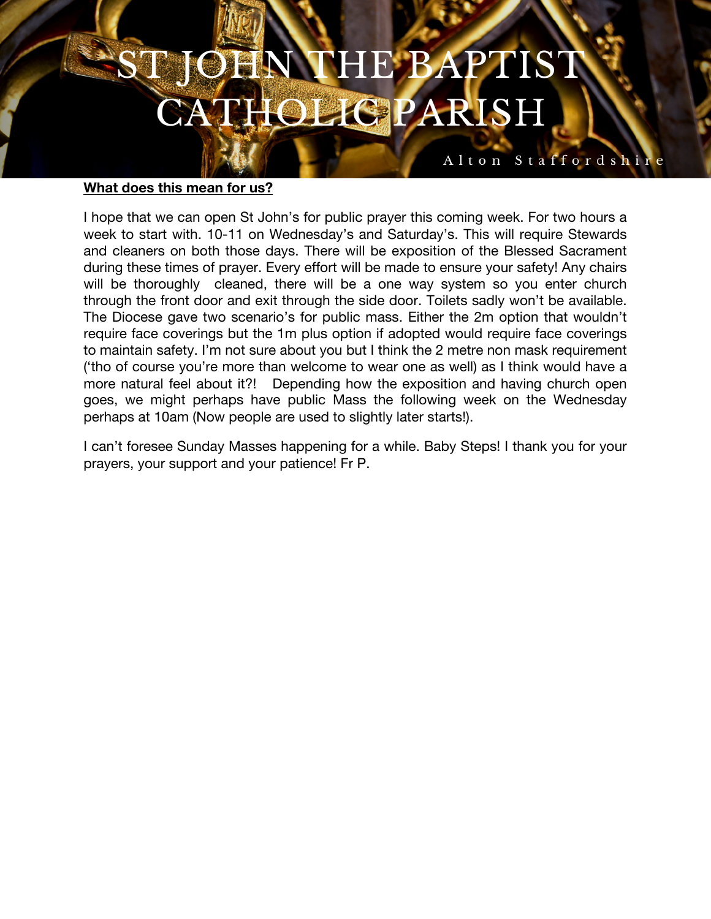# ST JOHN THE BAPTIST CATHOLIC PARISH

Alton Staffordshire

**What does this mean for us?**

I hope that we can open St John's for public prayer this coming week. For two hours a week to start with. 10-11 on Wednesday's and Saturday's. This will require Stewards and cleaners on both those days. There will be exposition of the Blessed Sacrament during these times of prayer. Every effort will be made to ensure your safety! Any chairs will be thoroughly cleaned, there will be a one way system so you enter church through the front door and exit through the side door. Toilets sadly won't be available. The Diocese gave two scenario's for public mass. Either the 2m option that wouldn't require face coverings but the 1m plus option if adopted would require face coverings to maintain safety. I'm not sure about you but I think the 2 metre non mask requirement ('tho of course you're more than welcome to wear one as well) as I think would have a more natural feel about it?! Depending how the exposition and having church open goes, we might perhaps have public Mass the following week on the Wednesday perhaps at 10am (Now people are used to slightly later starts!).

I can't foresee Sunday Masses happening for a while. Baby Steps! I thank you for your prayers, your support and your patience! Fr P.